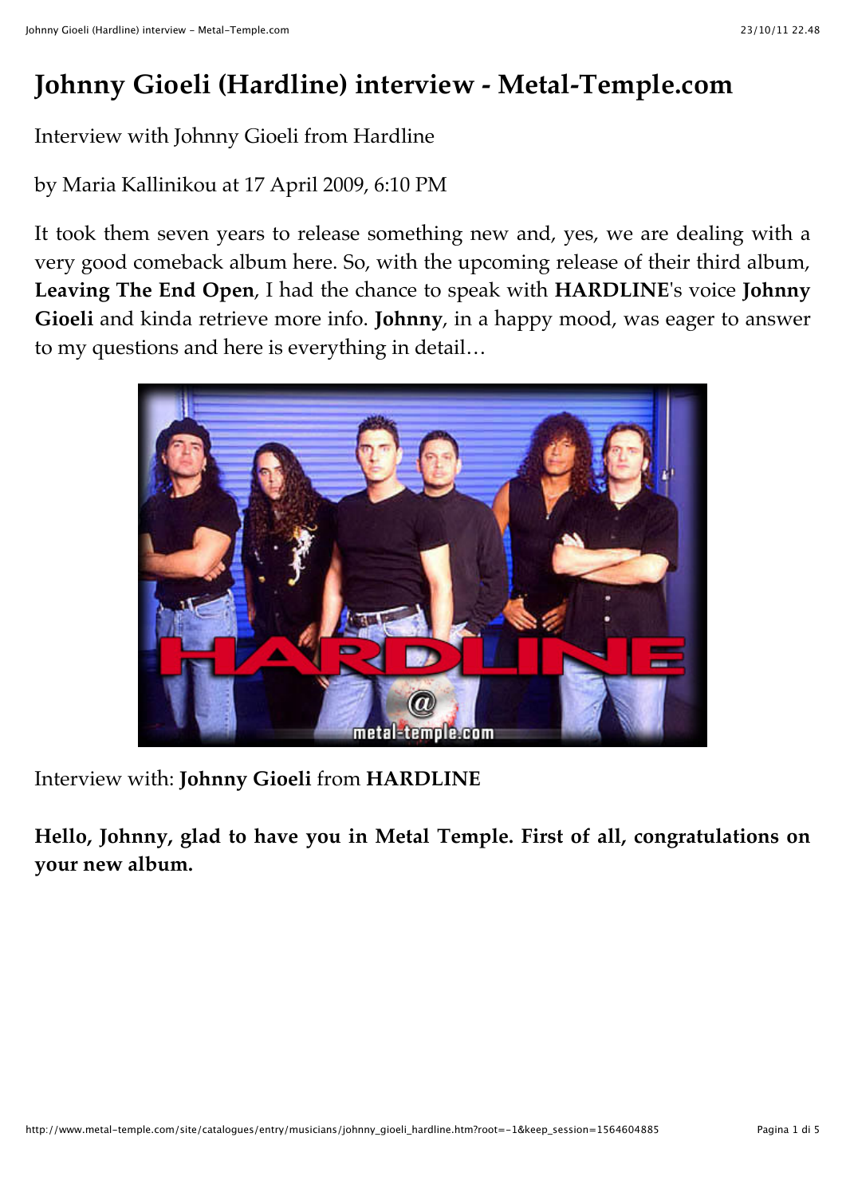# Johnny Gioeli (Hardline) interview - Metal-Temple.com

Interview with Johnny Gioeli from Hardline

by Maria Kallinikou at 17 April 2009, 6:10 PM

It took them seven years to release something new and, yes, we are dealing with a very good comeback album here. So, with the upcoming release of their third album, **Leaving The End Open**, I had the chance to speak with **HARDLINE**'s voice **Johnny Gioeli** and kinda retrieve more info. **Johnny**, in a happy mood, was eager to answer to my questions and here is everything in detail…

Interview with: **Johnny Gioeli** from **HARDLINE**

**Hello, Johnny, glad to have you in Metal Temple. First of all, congratulations on your new album.**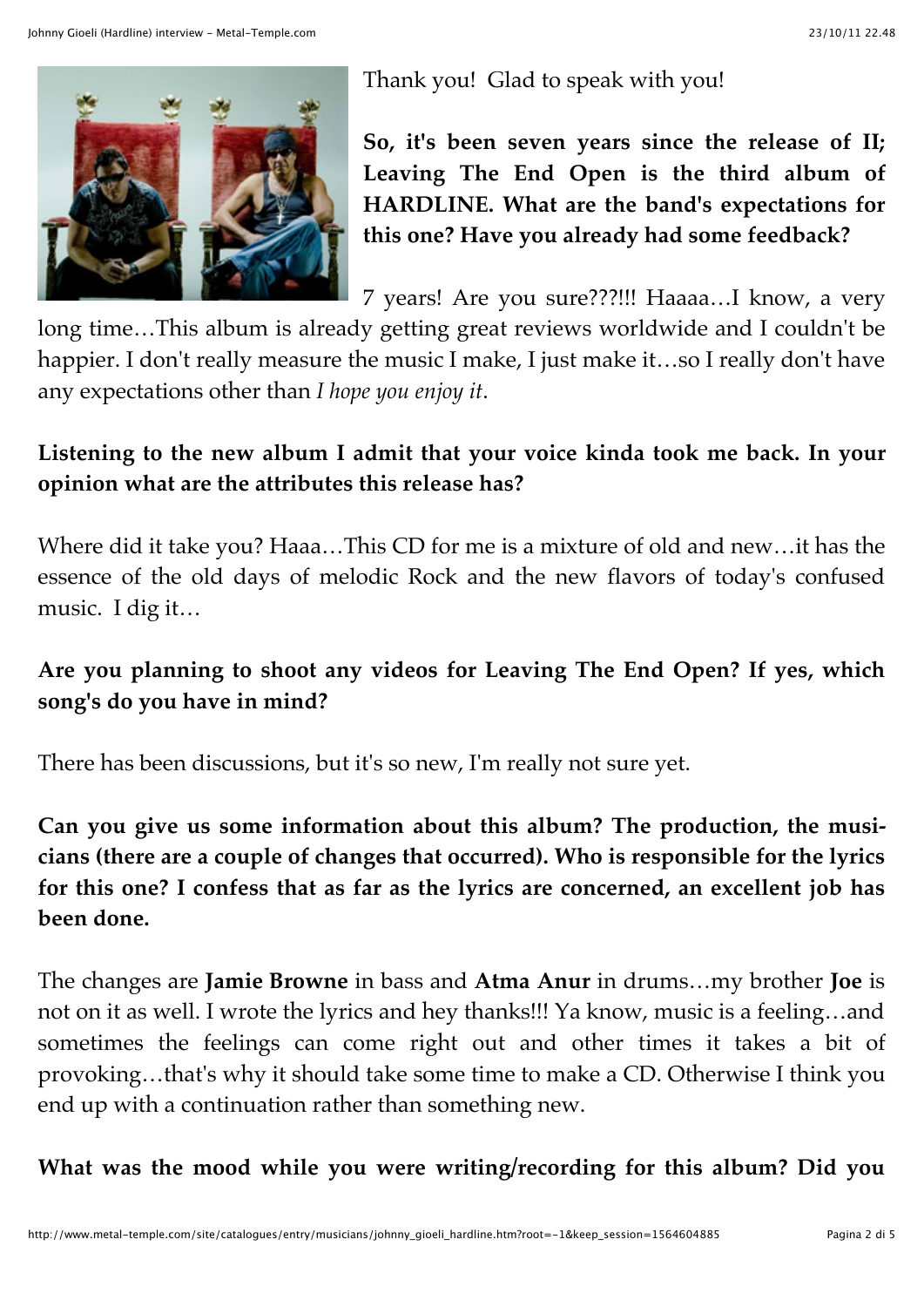Thank you! Glad to speak with you!

**So, it's been seven years since the release of II; Leaving The End Open is the third album of HARDLINE. What are the band's expectations for this one? Have you already had some feedback?**

7 years! Are you sure???!!! Haaaa…I know, a very long time…This album is already getting great reviews worldwide and I couldn't be happier. I don't really measure the music I make, I just make it…so I really don't have any expectations other than *I hope you enjoy it*.

**Listening to the new album I admit that your voice kinda took me back. In your opinion what are the attributes this release has?**

Where did it take you? Haaa…This CD for me is a mixture of old and new…it has the essence of the old days of melodic Rock and the new flavors of today's confused music. I dig it…

**Are you planning to shoot any videos for Leaving The End Open? If yes, which song's do you have in mind?**

There has been discussions, but it's so new, I'm really not sure yet.

**Can you give us some information about this album? The production, the musicians (there are a couple of changes that occurred). Who is responsible for the lyrics for this one? I confess that as far as the lyrics are concerned, an excellent job has been done.**

The changes are **Jamie Browne** in bass and **Atma Anur** in drums…my brother **Joe** is not on it as well. I wrote the lyrics and hey thanks!!! Ya know, music is a feeling…and sometimes the feelings can come right out and other times it takes a bit of provoking…that's why it should take some time to make a CD. Otherwise I think you end up with a continuation rather than something new.

**What was the mood while you were writing/recording for this album? Did you**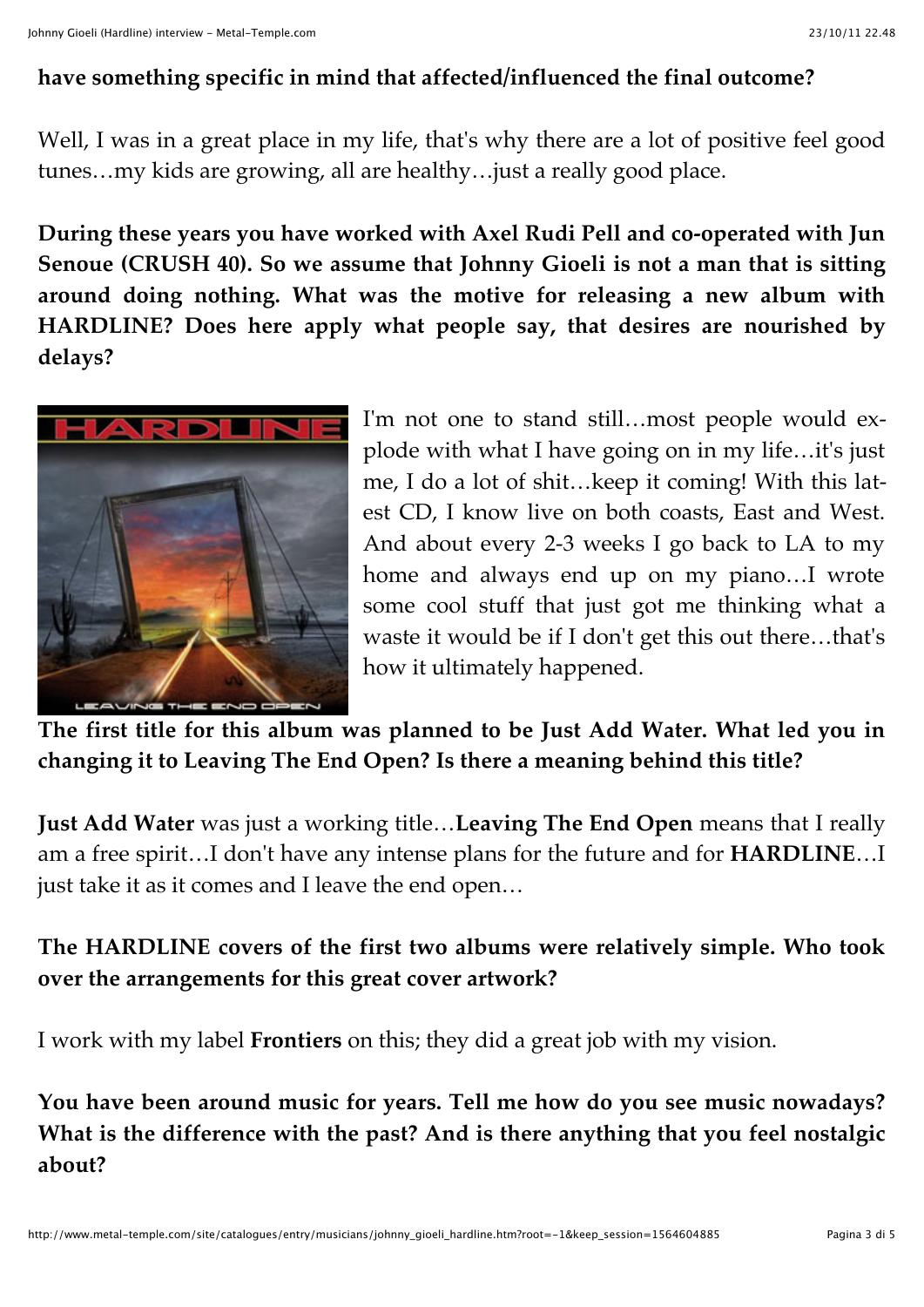**have something specific in mind that affected/influenced the final outcome?**

Well, I was in a great place in my life, that's why there are a lot of positive feel good tunes…my kids are growing, all are healthy…just a really good place.

**During these years you have worked with Axel Rudi Pell and co-operated with Jun Senoue (CRUSH 40). So we assume that Johnny Gioeli is not a man that is sitting around doing nothing. What was the motive for releasing a new album with HARDLINE? Does here apply what people say, that desires are nourished by delays?**

I'm not one to stand still…most people would explode with what I have going on in my life…it's just me, I do a lot of shit…keep it coming! With this latest CD, I know live on both coasts, East and West. And about every 2-3 weeks I go back to LA to my home and always end up on my piano…I wrote some cool stuff that just got me thinking what a waste it would be if I don't get this out there…that's how it ultimately happened.

**The first title for this album was planned to be Just Add Water. What led you in changing it to Leaving The End Open? Is there a meaning behind this title?**

**Just Add Water** was just a working title…**Leaving The End Open** means that I really am a free spirit…I don't have any intense plans for the future and for **HARDLINE**…I just take it as it comes and I leave the end open…

**The HARDLINE covers of the first two albums were relatively simple. Who took over the arrangements for this great cover artwork?**

I work with my label **Frontiers** on this; they did a great job with my vision.

**You have been around music for years. Tell me how do you see music nowadays? What is the difference with the past? And is there anything that you feel nostalgic about?**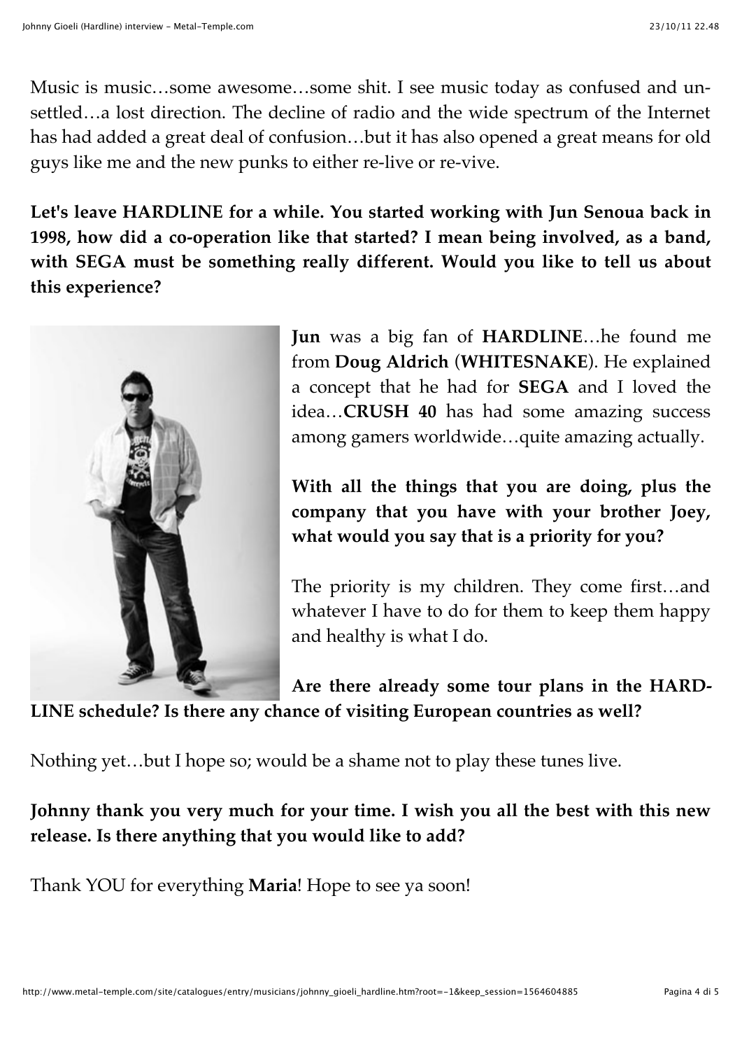Music is music…some awesome…some shit. I see music today as confused and unsettled…a lost direction. The decline of radio and the wide spectrum of the Internet has had added a great deal of confusion…but it has also opened a great means for old guys like me and the new punks to either re-live or re-vive.

**Let's leave HARDLINE for a while. You started working with Jun Senoua back in 1998, how did a co-operation like that started? I mean being involved, as a band, with SEGA must be something really different. Would you like to tell us about this experience?**

**Jun** was a big fan of **HARDLINE**…he found me from **Doug Aldrich** (**WHITESNAKE**). He explained a concept that he had for **SEGA** and I loved the idea…**CRUSH 40** has had some amazing success among gamers worldwide…quite amazing actually.

**With all the things that you are doing, plus the company that you have with your brother Joey, what would you say that is a priority for you?**

The priority is my children. They come first…and whatever I have to do for them to keep them happy and healthy is what I do.

**Are there already some tour plans in the HARDLINE schedule? Is there any chance of visiting European countries as well?**

Nothing yet…but I hope so; would be a shame not to play these tunes live.

**Johnny thank you very much for your time. I wish you all the best with this new release. Is there anything that you would like to add?**

Thank YOU for everything **Maria**! Hope to see ya soon!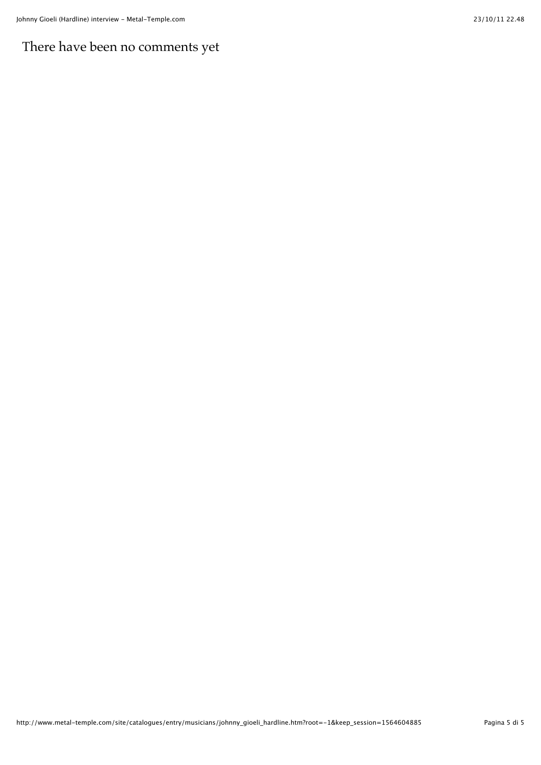There have been no comments yet